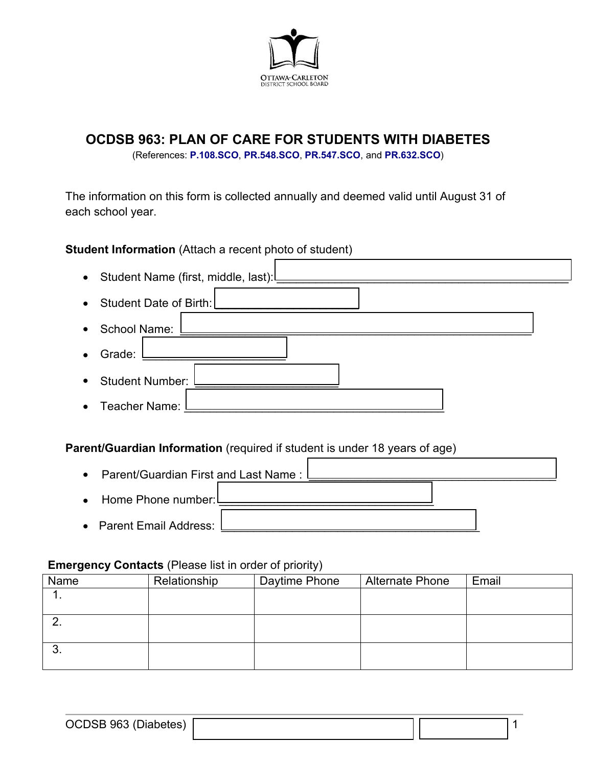# OCDSB 963: PLAN OF CARE FOR STUDENTS WITH DIABETES

(References: **P.108.SCO**, **PR.548.SCO**, **PR.547.SCO**, and **PR.632.SCO**)

The information on this form is collected annually and deemed valid until August 31 of each school year.

**Student Information** (Attach a recent photo of student)

- Student Name (first, middle, last): ____________________
- Student Date of Birth: ____________________
- School Name: ____________________
- Grade: ____________________
- Student Number: ____________________
- Teacher Name: ____________________

**Parent/Guardian Information** (required if student is under 18 years of age)

- Parent/Guardian First and Last Name : ____________________
- Home Phone number: ____________________
- Parent Email Address: ____________________

**Emergency Contacts** (Please list in order of priority)

| Name | Relationship | Daytime Phone | Alternate Phone | Email |
|---|---|---|---|---|
| 1. | | | | |
| 2. | | | | |
| 3. | | | | |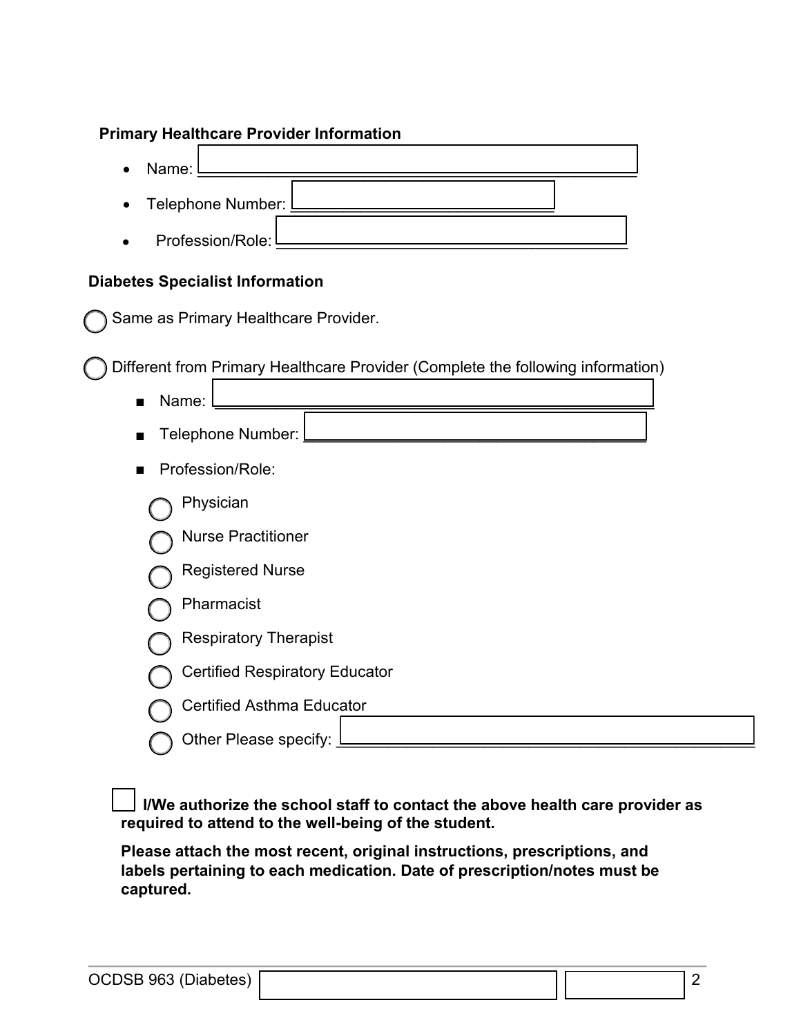**Primary Healthcare Provider Information**

- Name: \_\_\_\_\_\_\_\_\_\_\_\_\_\_\_\_\_\_\_\_\_\_\_\_\_\_\_\_\_\_
- Telephone Number: \_\_\_\_\_\_\_\_\_\_\_\_\_\_\_\_\_\_\_\_
- Profession/Role: \_\_\_\_\_\_\_\_\_\_\_\_\_\_\_\_\_\_\_\_\_\_\_\_

**Diabetes Specialist Information**

◯ Same as Primary Healthcare Provider.

◯ Different from Primary Healthcare Provider (Complete the following information)

- Name: \_\_\_\_\_\_\_\_\_\_\_\_\_\_\_\_\_\_\_\_\_\_\_\_\_\_\_\_\_\_
- Telephone Number: \_\_\_\_\_\_\_\_\_\_\_\_\_\_\_\_\_\_\_\_
- Profession/Role:

  ◯ Physician

  ◯ Nurse Practitioner

  ◯ Registered Nurse

  ◯ Pharmacist

  ◯ Respiratory Therapist

  ◯ Certified Respiratory Educator

  ◯ Certified Asthma Educator

  ◯ Other Please specify: \_\_\_\_\_\_\_\_\_\_\_\_\_\_\_\_\_\_\_\_

☐ **I/We authorize the school staff to contact the above health care provider as required to attend to the well-being of the student.**

**Please attach the most recent, original instructions, prescriptions, and labels pertaining to each medication. Date of prescription/notes must be captured.**

OCDSB 963 (Diabetes)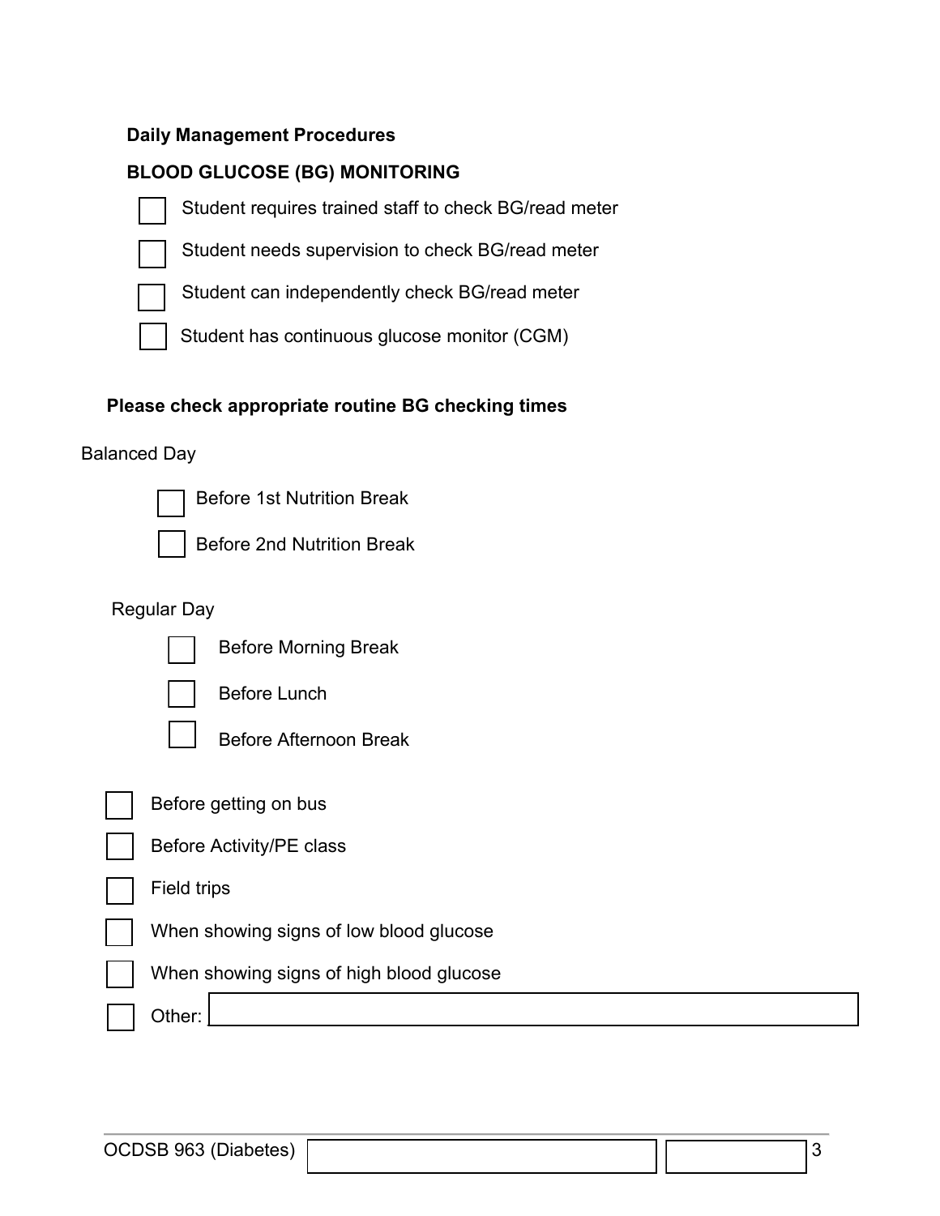**Daily Management Procedures**

**BLOOD GLUCOSE (BG) MONITORING**

- ☐ Student requires trained staff to check BG/read meter
- ☐ Student needs supervision to check BG/read meter
- ☐ Student can independently check BG/read meter
- ☐ Student has continuous glucose monitor (CGM)

**Please check appropriate routine BG checking times**

Balanced Day

- ☐ Before 1st Nutrition Break
- ☐ Before 2nd Nutrition Break

Regular Day

- ☐ Before Morning Break
- ☐ Before Lunch
- ☐ Before Afternoon Break

- ☐ Before getting on bus
- ☐ Before Activity/PE class
- ☐ Field trips
- ☐ When showing signs of low blood glucose
- ☐ When showing signs of high blood glucose
- ☐ Other: \_\_\_\_\_\_\_\_\_\_\_\_\_\_\_\_\_\_\_\_

OCDSB 963 (Diabetes)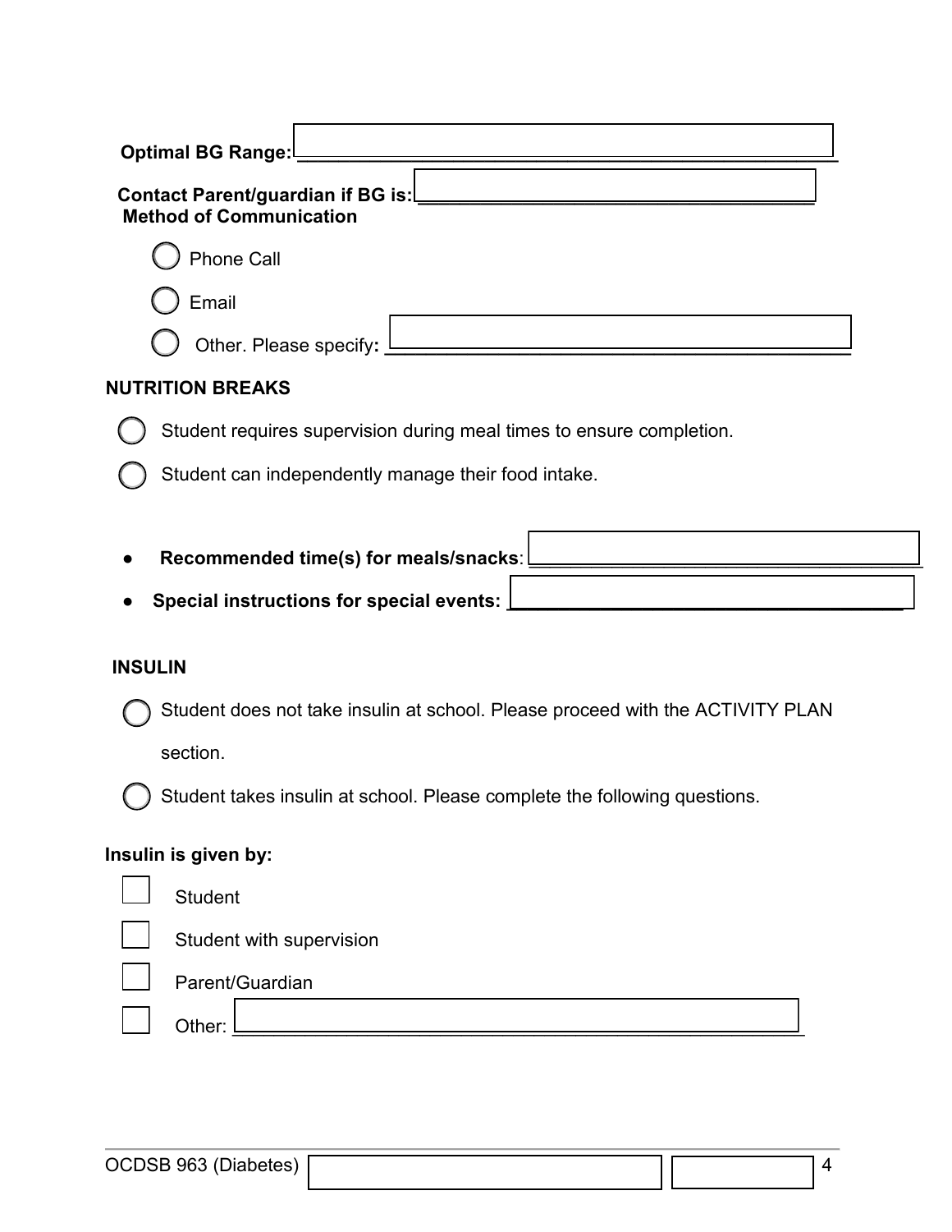**Optimal BG Range:** ______________________________

**Contact Parent/guardian if BG is:** ______________________________

**Method of Communication**

- ◯ Phone Call
- ◯ Email
- ◯ Other. Please specify**:** ______________________________

**NUTRITION BREAKS**

- ◯ Student requires supervision during meal times to ensure completion.
- ◯ Student can independently manage their food intake.

- **Recommended time(s) for meals/snacks**: ______________________________
- **Special instructions for special events:** ______________________________

**INSULIN**

- ◯ Student does not take insulin at school. Please proceed with the ACTIVITY PLAN section.
- ◯ Student takes insulin at school. Please complete the following questions.

**Insulin is given by:**

- ☐ Student
- ☐ Student with supervision
- ☐ Parent/Guardian
- ☐ Other: ______________________________

OCDSB 963 (Diabetes)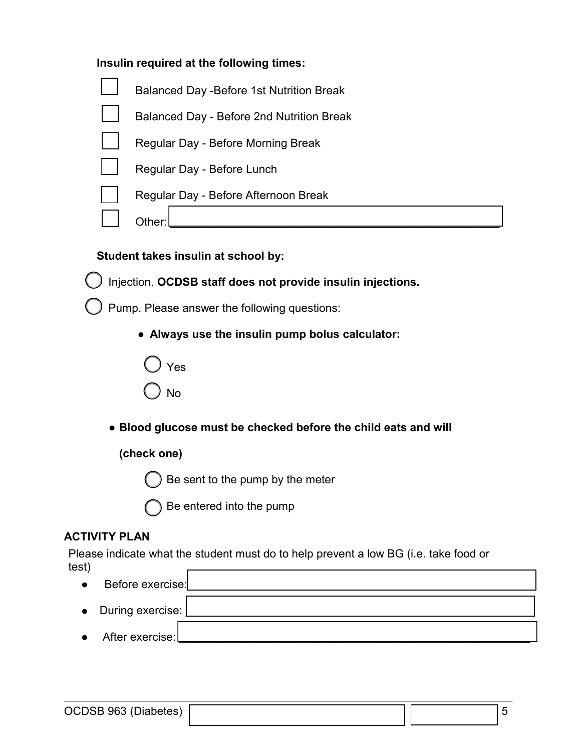**Insulin required at the following times:**

- ☐ Balanced Day -Before 1st Nutrition Break
- ☐ Balanced Day - Before 2nd Nutrition Break
- ☐ Regular Day - Before Morning Break
- ☐ Regular Day - Before Lunch
- ☐ Regular Day - Before Afternoon Break
- ☐ Other: ______________________________

**Student takes insulin at school by:**

- ◯ Injection. **OCDSB staff does not provide insulin injections.**
- ◯ Pump. Please answer the following questions:
  - **Always use the insulin pump bolus calculator:**
    - ◯ Yes
    - ◯ No
  - **Blood glucose must be checked before the child eats and will (check one)**
    - ◯ Be sent to the pump by the meter
    - ◯ Be entered into the pump

**ACTIVITY PLAN**

Please indicate what the student must do to help prevent a low BG (i.e. take food or test)

- Before exercise: ______________________________
- During exercise: ______________________________
- After exercise: ______________________________

OCDSB 963 (Diabetes)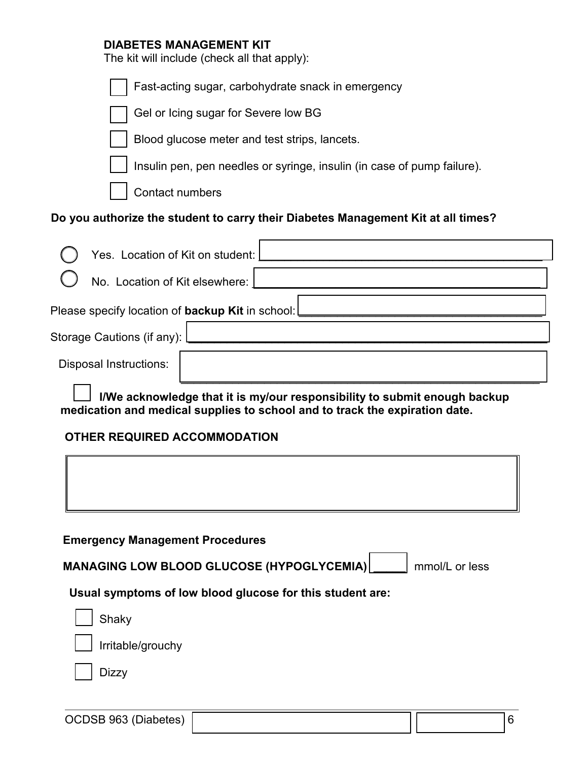## DIABETES MANAGEMENT KIT

The kit will include (check all that apply):

- [ ] Fast-acting sugar, carbohydrate snack in emergency
- [ ] Gel or Icing sugar for Severe low BG
- [ ] Blood glucose meter and test strips, lancets.
- [ ] Insulin pen, pen needles or syringe, insulin (in case of pump failure).
- [ ] Contact numbers

**Do you authorize the student to carry their Diabetes Management Kit at all times?**

- ◯ Yes. Location of Kit on student: ______________________________
- ◯ No. Location of Kit elsewhere: ______________________________

Please specify location of **backup Kit** in school: ______________________________

Storage Cautions (if any): ______________________________

Disposal Instructions: ______________________________

- [ ] **I/We acknowledge that it is my/our responsibility to submit enough backup medication and medical supplies to school and to track the expiration date.**

## OTHER REQUIRED ACCOMMODATION

______________________________

### Emergency Management Procedures

**MANAGING LOW BLOOD GLUCOSE (HYPOGLYCEMIA)** _____ mmol/L or less

**Usual symptoms of low blood glucose for this student are:**

- [ ] Shaky
- [ ] Irritable/grouchy
- [ ] Dizzy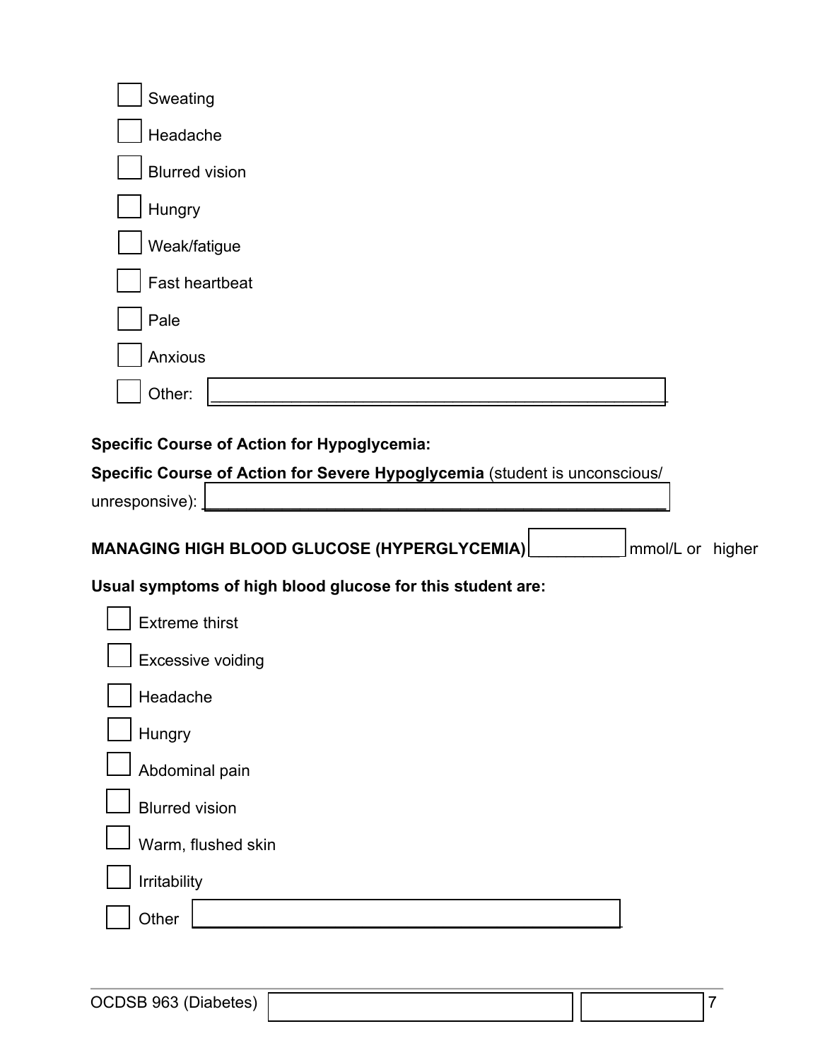- [ ] Sweating
- [ ] Headache
- [ ] Blurred vision
- [ ] Hungry
- [ ] Weak/fatigue
- [ ] Fast heartbeat
- [ ] Pale
- [ ] Anxious
- [ ] Other: ______________________________________________

**Specific Course of Action for Hypoglycemia:**

**Specific Course of Action for Severe Hypoglycemia** (student is unconscious/ unresponsive): ______________________________________________

**MANAGING HIGH BLOOD GLUCOSE (HYPERGLYCEMIA)** __________ mmol/L or higher

**Usual symptoms of high blood glucose for this student are:**

- [ ] Extreme thirst
- [ ] Excessive voiding
- [ ] Headache
- [ ] Hungry
- [ ] Abdominal pain
- [ ] Blurred vision
- [ ] Warm, flushed skin
- [ ] Irritability
- [ ] Other ______________________________________________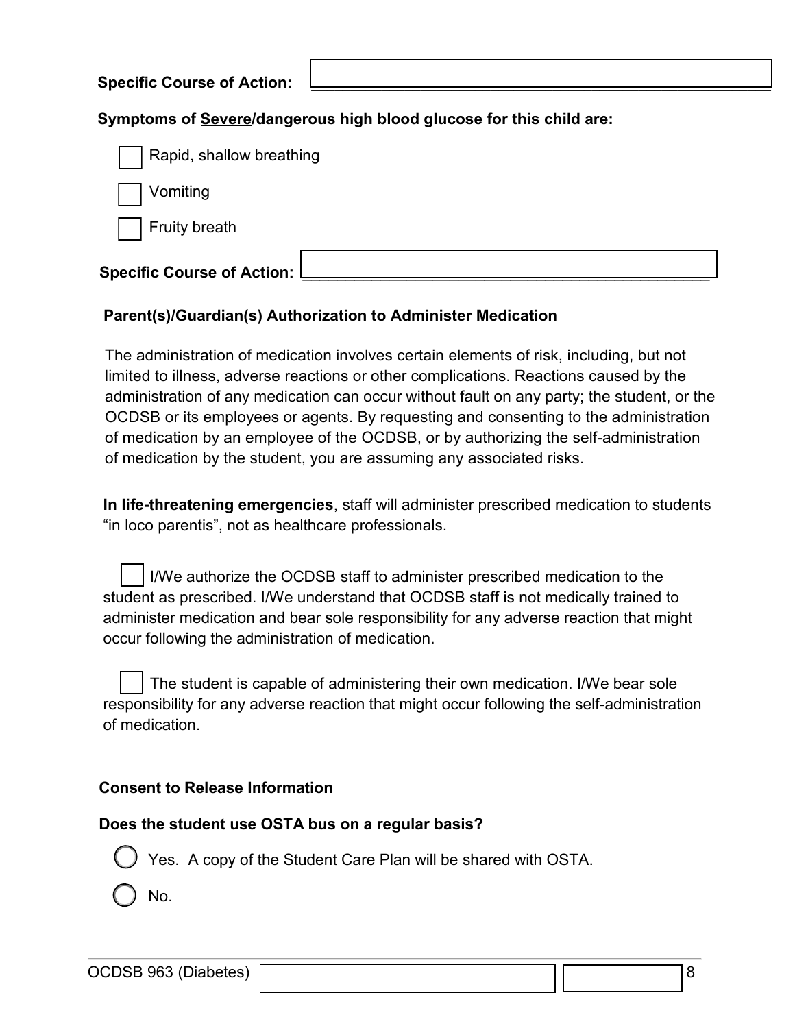**Specific Course of Action:** ____________________

**Symptoms of <u>Severe</u>/dangerous high blood glucose for this child are:**

- [ ] Rapid, shallow breathing
- [ ] Vomiting
- [ ] Fruity breath

**Specific Course of Action:** ____________________

**Parent(s)/Guardian(s) Authorization to Administer Medication**

The administration of medication involves certain elements of risk, including, but not limited to illness, adverse reactions or other complications. Reactions caused by the administration of any medication can occur without fault on any party; the student, or the OCDSB or its employees or agents. By requesting and consenting to the administration of medication by an employee of the OCDSB, or by authorizing the self-administration of medication by the student, you are assuming any associated risks.

**In life-threatening emergencies**, staff will administer prescribed medication to students "in loco parentis", not as healthcare professionals.

- [ ] I/We authorize the OCDSB staff to administer prescribed medication to the student as prescribed. I/We understand that OCDSB staff is not medically trained to administer medication and bear sole responsibility for any adverse reaction that might occur following the administration of medication.

- [ ] The student is capable of administering their own medication. I/We bear sole responsibility for any adverse reaction that might occur following the self-administration of medication.

**Consent to Release Information**

**Does the student use OSTA bus on a regular basis?**

- ○ Yes. A copy of the Student Care Plan will be shared with OSTA.
- ○ No.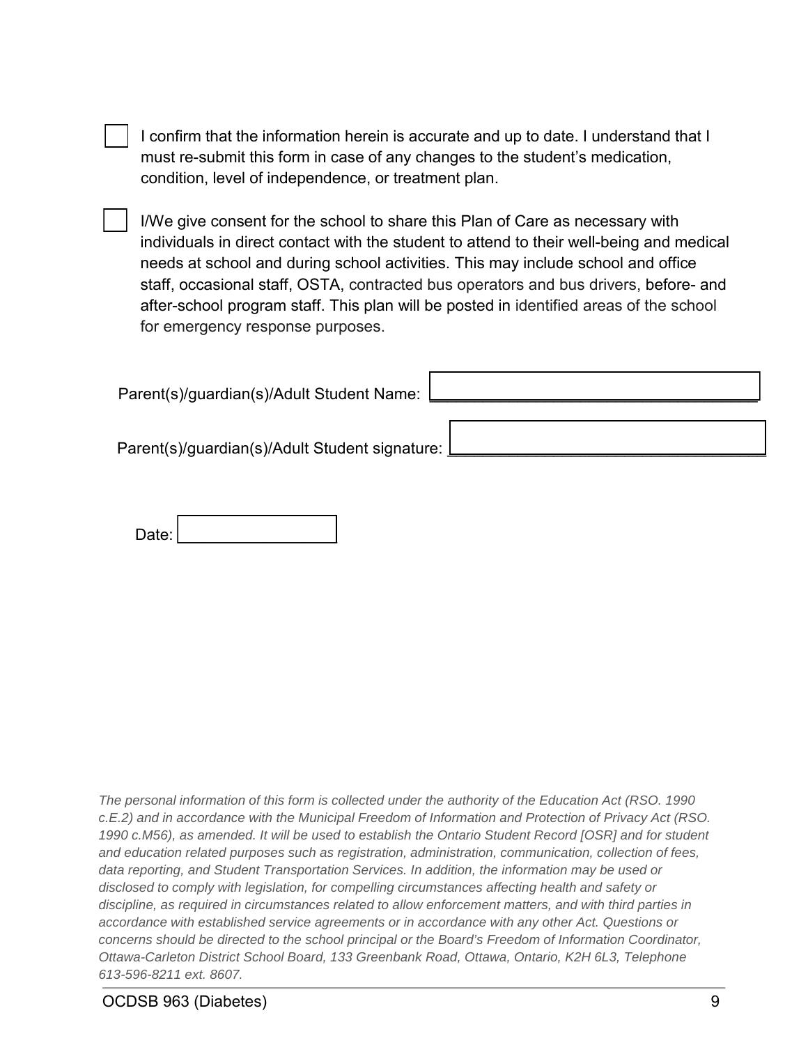- [ ] I confirm that the information herein is accurate and up to date. I understand that I must re-submit this form in case of any changes to the student's medication, condition, level of independence, or treatment plan.

- [ ] I/We give consent for the school to share this Plan of Care as necessary with individuals in direct contact with the student to attend to their well-being and medical needs at school and during school activities. This may include school and office staff, occasional staff, OSTA, contracted bus operators and bus drivers, before- and after-school program staff. This plan will be posted in identified areas of the school for emergency response purposes.

Parent(s)/guardian(s)/Adult Student Name: ______________________

Parent(s)/guardian(s)/Adult Student signature: ______________________

Date: ______________

*The personal information of this form is collected under the authority of the Education Act (RSO. 1990 c.E.2) and in accordance with the Municipal Freedom of Information and Protection of Privacy Act (RSO. 1990 c.M56), as amended. It will be used to establish the Ontario Student Record [OSR] and for student and education related purposes such as registration, administration, communication, collection of fees, data reporting, and Student Transportation Services. In addition, the information may be used or disclosed to comply with legislation, for compelling circumstances affecting health and safety or discipline, as required in circumstances related to allow enforcement matters, and with third parties in accordance with established service agreements or in accordance with any other Act. Questions or concerns should be directed to the school principal or the Board's Freedom of Information Coordinator, Ottawa-Carleton District School Board, 133 Greenbank Road, Ottawa, Ontario, K2H 6L3, Telephone 613-596-8211 ext. 8607.*